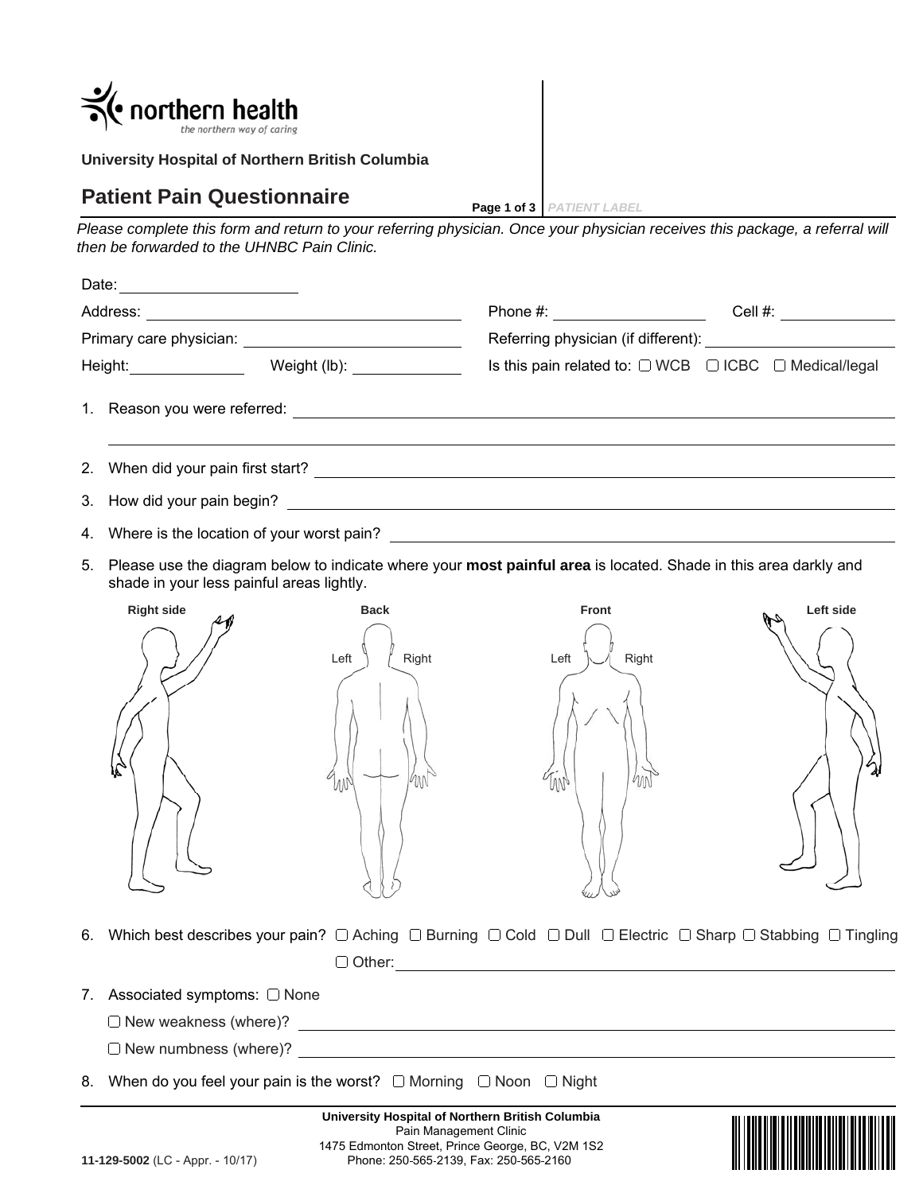northern health
*the northern way of caring*

**University Hospital of Northern British Columbia**

# Patient Pain Questionnaire

PATIENT LABEL

*Please complete this form and return to your referring physician. Once your physician receives this package, a referral will then be forwarded to the UHNBC Pain Clinic.*

Date: ____________________

Address: ____________________ Phone #: ____________________ Cell #: ____________________

Primary care physician: ____________________ Referring physician (if different): ____________________

Height: ____________ Weight (lb): ____________ Is this pain related to: ☐ WCB ☐ ICBC ☐ Medical/legal

1. Reason you were referred: ____________________

2. When did your pain first start? ____________________

3. How did your pain begin? ____________________

4. Where is the location of your worst pain? ____________________

5. Please use the diagram below to indicate where your **most painful area** is located. Shade in this area darkly and shade in your less painful areas lightly.

   Right side | Back (Left, Right) | Front (Left, Right) | Left side

6. Which best describes your pain? ☐ Aching ☐ Burning ☐ Cold ☐ Dull ☐ Electric ☐ Sharp ☐ Stabbing ☐ Tingling ☐ Other: ____________________

7. Associated symptoms: ☐ None
   - ☐ New weakness (where)? ____________________
   - ☐ New numbness (where)? ____________________

8. When do you feel your pain is the worst? ☐ Morning ☐ Noon ☐ Night

**University Hospital of Northern British Columbia**
Pain Management Clinic
1475 Edmonton Street, Prince George, BC, V2M 1S2
Phone: 250-565-2139, Fax: 250-565-2160

**11-129-5002** (LC - Appr. - 10/17)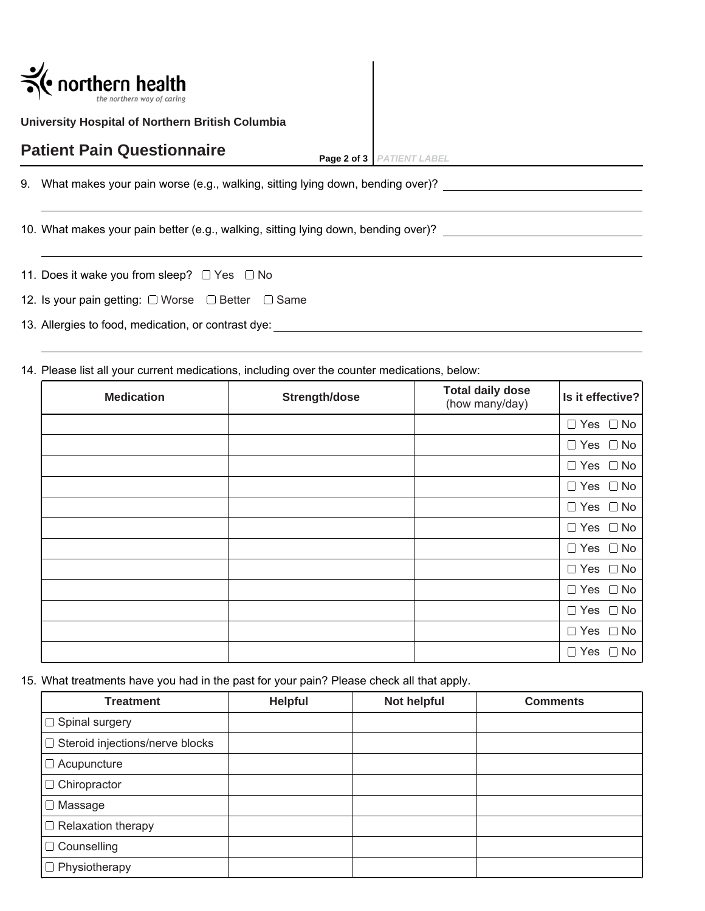northern health
*the northern way of caring*

**University Hospital of Northern British Columbia**

## Patient Pain Questionnaire

*PATIENT LABEL*

9. What makes your pain worse (e.g., walking, sitting lying down, bending over)? ______________________________

______________________________________________________________________________

10. What makes your pain better (e.g., walking, sitting lying down, bending over)? ______________________________

______________________________________________________________________________

11. Does it wake you from sleep? ☐ Yes ☐ No

12. Is your pain getting: ☐ Worse ☐ Better ☐ Same

13. Allergies to food, medication, or contrast dye: ______________________________________________

______________________________________________________________________________

14. Please list all your current medications, including over the counter medications, below:

| Medication | Strength/dose | Total daily dose (how many/day) | Is it effective? |
|---|---|---|---|
| | | | ☐ Yes ☐ No |
| | | | ☐ Yes ☐ No |
| | | | ☐ Yes ☐ No |
| | | | ☐ Yes ☐ No |
| | | | ☐ Yes ☐ No |
| | | | ☐ Yes ☐ No |
| | | | ☐ Yes ☐ No |
| | | | ☐ Yes ☐ No |
| | | | ☐ Yes ☐ No |
| | | | ☐ Yes ☐ No |
| | | | ☐ Yes ☐ No |
| | | | ☐ Yes ☐ No |

15. What treatments have you had in the past for your pain? Please check all that apply.

| Treatment | Helpful | Not helpful | Comments |
|---|---|---|---|
| ☐ Spinal surgery | | | |
| ☐ Steroid injections/nerve blocks | | | |
| ☐ Acupuncture | | | |
| ☐ Chiropractor | | | |
| ☐ Massage | | | |
| ☐ Relaxation therapy | | | |
| ☐ Counselling | | | |
| ☐ Physiotherapy | | | |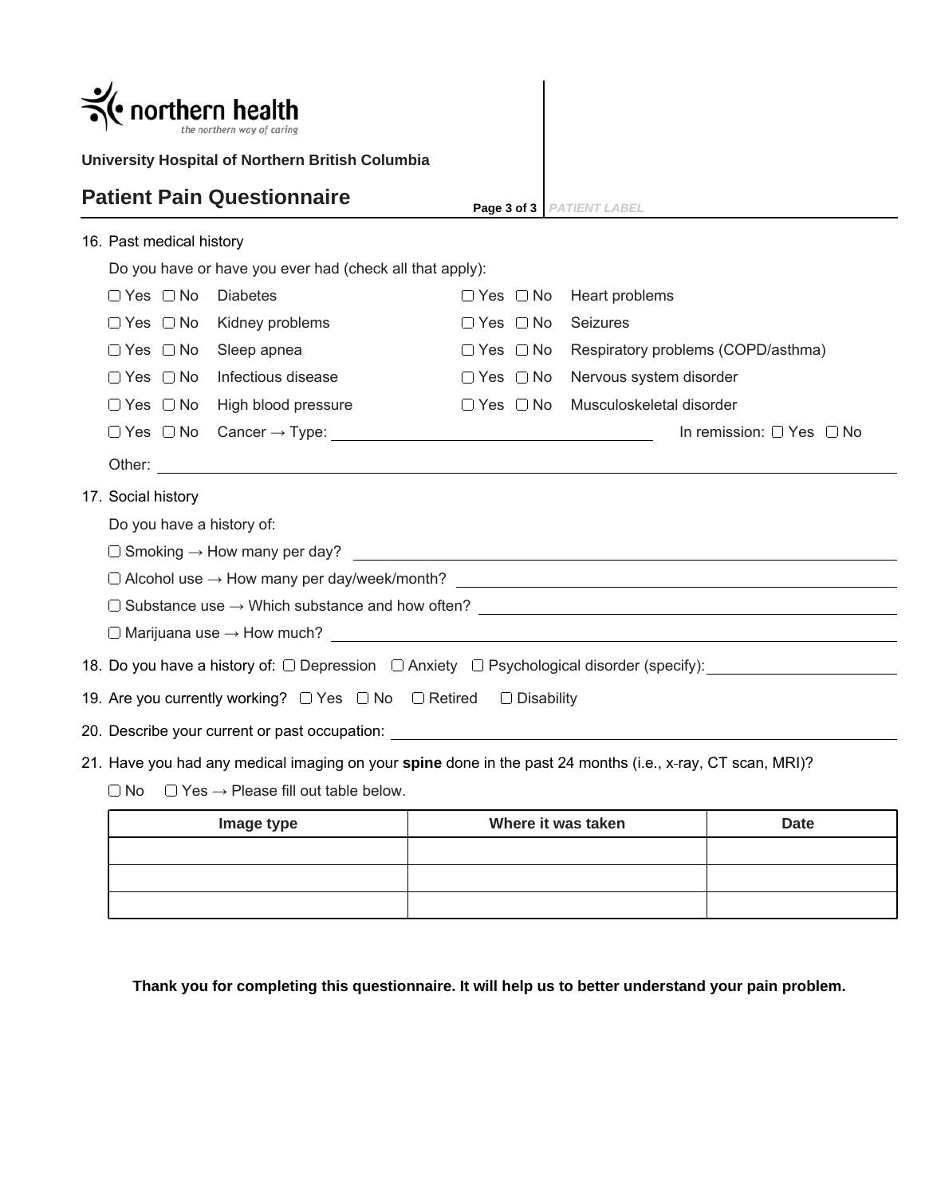northern health
*the northern way of caring*

**University Hospital of Northern British Columbia**

# Patient Pain Questionnaire

PATIENT LABEL

16. Past medical history

    Do you have or have you ever had (check all that apply):

    ☐ Yes ☐ No Diabetes
    ☐ Yes ☐ No Kidney problems
    ☐ Yes ☐ No Sleep apnea
    ☐ Yes ☐ No Infectious disease
    ☐ Yes ☐ No High blood pressure
    ☐ Yes ☐ No Heart problems
    ☐ Yes ☐ No Seizures
    ☐ Yes ☐ No Respiratory problems (COPD/asthma)
    ☐ Yes ☐ No Nervous system disorder
    ☐ Yes ☐ No Musculoskeletal disorder
    ☐ Yes ☐ No Cancer → Type: ____________________ In remission: ☐ Yes ☐ No

    Other: ____________________

17. Social history

    Do you have a history of:

    ☐ Smoking → How many per day? ____________________
    ☐ Alcohol use → How many per day/week/month? ____________________
    ☐ Substance use → Which substance and how often? ____________________
    ☐ Marijuana use → How much? ____________________

18. Do you have a history of: ☐ Depression ☐ Anxiety ☐ Psychological disorder (specify): ____________________

19. Are you currently working? ☐ Yes ☐ No ☐ Retired ☐ Disability

20. Describe your current or past occupation: ____________________

21. Have you had any medical imaging on your **spine** done in the past 24 months (i.e., x-ray, CT scan, MRI)?

    ☐ No ☐ Yes → Please fill out table below.

| Image type | Where it was taken | Date |
| --- | --- | --- |
| | | |
| | | |
| | | |

**Thank you for completing this questionnaire. It will help us to better understand your pain problem.**